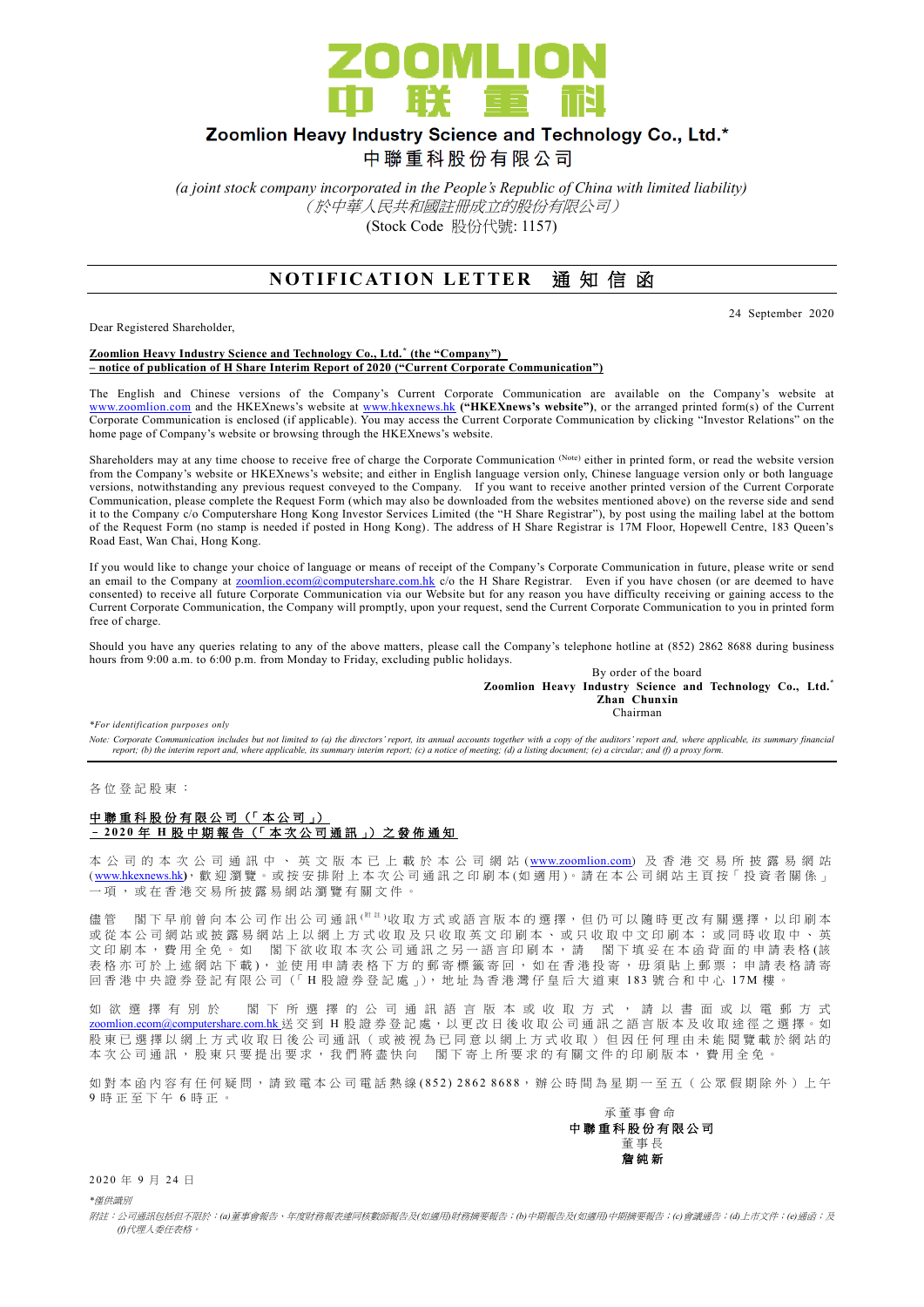# Zoomlion Heavy Industry Science and Technology Co., Ltd.*

# 中聯重科股份有限公司

*(a joint stock company incorporated in the People's Republic of China with limited liability)*

*（於中華人民共和國註冊成立的股份有限公司）*

(Stock Code 股份代號: 1157)

## NOTIFICATION LETTER 通知信函

24 September 2020

Dear Registered Shareholder,

**Zoomlion Heavy Industry Science and Technology Co., Ltd.* (the "Company")**
**– notice of publication of H Share Interim Report of 2020 ("Current Corporate Communication")**

The English and Chinese versions of the Company's Current Corporate Communication are available on the Company's website at www.zoomlion.com and the HKEXnews's website at www.hkexnews.hk **("HKEXnews's website")**, or the arranged printed form(s) of the Current Corporate Communication is enclosed (if applicable). You may access the Current Corporate Communication by clicking "Investor Relations" on the home page of Company's website or browsing through the HKEXnews's website.

Shareholders may at any time choose to receive free of charge the Corporate Communication (Note) either in printed form, or read the website version from the Company's website or HKEXnews's website; and either in English language version only, Chinese language version only or both language versions, notwithstanding any previous request conveyed to the Company. If you want to receive another printed version of the Current Corporate Communication, please complete the Request Form (which may also be downloaded from the websites mentioned above) on the reverse side and send it to the Company c/o Computershare Hong Kong Investor Services Limited (the "H Share Registrar"), by post using the mailing label at the bottom of the Request Form (no stamp is needed if posted in Hong Kong). The address of H Share Registrar is 17M Floor, Hopewell Centre, 183 Queen's Road East, Wan Chai, Hong Kong.

If you would like to change your choice of language or means of receipt of the Company's Corporate Communication in future, please write or send an email to the Company at zoomlion.ecom@computershare.com.hk c/o the H Share Registrar. Even if you have chosen (or are deemed to have consented) to receive all future Corporate Communication via our Website but for any reason you have difficulty receiving or gaining access to the Current Corporate Communication, the Company will promptly, upon your request, send the Current Corporate Communication to you in printed form free of charge.

Should you have any queries relating to any of the above matters, please call the Company's telephone hotline at (852) 2862 8688 during business hours from 9:00 a.m. to 6:00 p.m. from Monday to Friday, excluding public holidays.

By order of the board
**Zoomlion Heavy Industry Science and Technology Co., Ltd.***
**Zhan Chunxin**
Chairman

*\*For identification purposes only*

*Note: Corporate Communication includes but not limited to (a) the directors' report, its annual accounts together with a copy of the auditors' report and, where applicable, its summary financial report; (b) the interim report and, where applicable, its summary interim report; (c) a notice of meeting; (d) a listing document; (e) a circular; and (f) a proxy form.*

---

各位登記股東：

**中聯重科股份有限公司（「本公司」）**
**－2020年H股中期報告（「本次公司通訊」）之發佈通知**

本公司的本次公司通訊中、英文版本已上載於本公司網站(www.zoomlion.com)及香港交易所披露易網站(www.hkexnews.hk)，歡迎瀏覽。或按安排附上本次公司通訊之印刷本(如適用)。請在本公司網站主頁按「投資者關係」一項，或在香港交易所披露易網站瀏覽有關文件。

儘管 閣下早前曾向本公司作出公司通訊(附註)收取方式或語言版本的選擇，但仍可以隨時更改有關選擇，以印刷本或從本公司網站或披露易網站上以網上方式收取及只收取英文印刷本、或只收取中文印刷本；或同時收取中、英文印刷本，費用全免。如 閣下欲收取本次公司通訊之另一語言印刷本，請 閣下填妥在本函背面的申請表格(該表格亦可於上述網站下載)，並使用申請表格下方的郵寄標籤寄回，如在香港投寄，毋須貼上郵票；申請表格請寄回香港中央證券登記有限公司（「H股證券登記處」），地址為香港灣仔皇后大道東183號合和中心17M樓。

如欲選擇有別於 閣下所選擇的公司通訊語言版本或收取方式，請以書面或以電郵方式zoomlion.ecom@computershare.com.hk送交到H股證券登記處，以更改日後收取公司通訊之語言版本及收取途徑之選擇。如股東已選擇以網上方式收取日後公司通訊（或被視為已同意以網上方式收取）但因任何理由未能閱覽載於網站的本次公司通訊，股東只要提出要求，我們將盡快向 閣下寄上所要求的有關文件的印刷版本，費用全免。

如對本函內容有任何疑問，請致電本公司電話熱線(852) 2862 8688，辦公時間為星期一至五（公眾假期除外）上午9時正至下午6時正。

承董事會命
**中聯重科股份有限公司**
董事長
**詹純新**

2020年9月24日

*\*僅供識別*

*附註：公司通訊包括但不限於：(a)董事會報告、年度財務報表連同核數師報告及(如適用)財務摘要報告；(b)中期報告及(如適用)中期摘要報告；(c)會議通告；(d)上市文件；(e)通函；及(f)代理人委任表格。*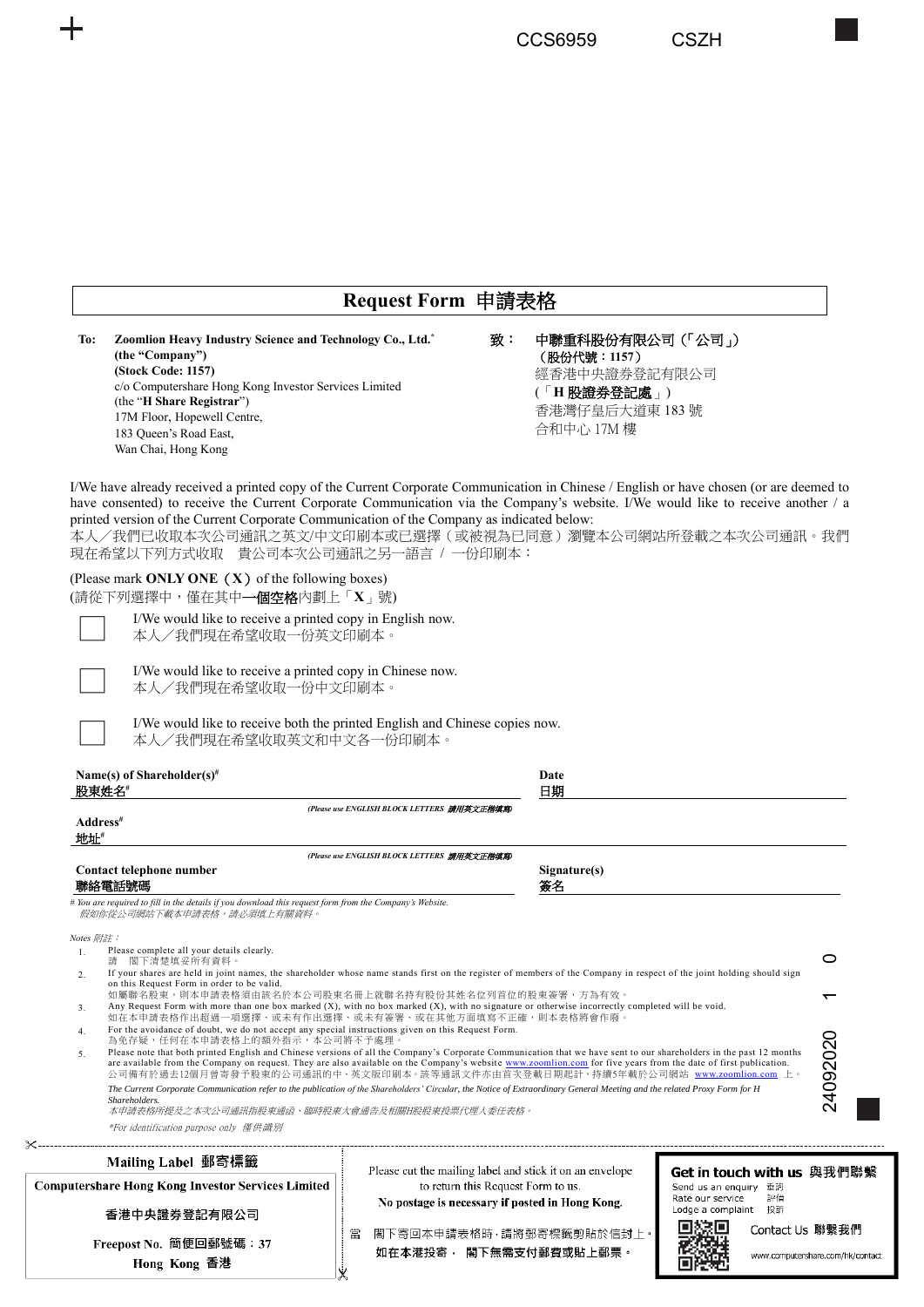CCS6959 CSZH

# Request Form 申請表格

**To:** **Zoomlion Heavy Industry Science and Technology Co., Ltd.*** **(the "Company")** **(Stock Code: 1157)**
c/o Computershare Hong Kong Investor Services Limited
(the "**H Share Registrar**")
17M Floor, Hopewell Centre,
183 Queen's Road East,
Wan Chai, Hong Kong

**致：** **中聯重科股份有限公司（「公司」）** **（股份代號：1157）**
經香港中央證券登記有限公司
（「**H股證券登記處**」）
香港灣仔皇后大道東183號
合和中心17M樓

I/We have already received a printed copy of the Current Corporate Communication in Chinese / English or have chosen (or are deemed to have consented) to receive the Current Corporate Communication via the Company's website. I/We would like to receive another / a printed version of the Current Corporate Communication of the Company as indicated below:
本人／我們已收取本次公司通訊之英文/中文印刷本或已選擇（或被視為已同意）瀏覽本公司網站所登載之本次公司通訊。我們現在希望以下列方式收取 貴公司本次公司通訊之另一語言 / 一份印刷本：

(Please mark **ONLY ONE** (**X**) of the following boxes)
(請從下列選擇中，僅在其中**一個空格**內劃上「**X**」號)

☐ I/We would like to receive a printed copy in English now.
本人／我們現在希望收取一份英文印刷本。

☐ I/We would like to receive a printed copy in Chinese now.
本人／我們現在希望收取一份中文印刷本。

☐ I/We would like to receive both the printed English and Chinese copies now.
本人／我們現在希望收取英文和中文各一份印刷本。

**Name(s) of Shareholder(s)#**
**股東姓名#** ____________________
*(Please use ENGLISH BLOCK LETTERS 請用英文正楷填寫)*

**Date**
**日期** ____________________

**Address#**
**地址#** ____________________
*(Please use ENGLISH BLOCK LETTERS 請用英文正楷填寫)*

**Contact telephone number**
**聯絡電話號碼** ____________________

**Signature(s)**
**簽名** ____________________

*# You are required to fill in the details if you download this request form from the Company's Website.*
*假如你從公司網站下載本申請表格，請必須填上有關資料。*

*Notes 附註：*

1. Please complete all your details clearly.
請 閣下清楚填妥所有資料。
2. If your shares are held in joint names, the shareholder whose name stands first on the register of members of the Company in respect of the joint holding should sign on this Request Form in order to be valid.
如屬聯名股東，則本申請表格須由該名於本公司股東名冊上就聯名持有股份其姓名位列首位的股東簽署，方為有效。
3. Any Request Form with more than one box marked (X), with no box marked (X), with no signature or otherwise incorrectly completed will be void.
如在本申請表格作出超過一項選擇、或未有作出選擇、或未有簽署、或在其他方面填寫不正確，則本表格將會作廢。
4. For the avoidance of doubt, we do not accept any special instructions given on this Request Form.
為免存疑，任何在本申請表格上的額外指示，本公司將不予處理。
5. Please note that both printed English and Chinese versions of all the Company's Corporate Communication that we have sent to our shareholders in the past 12 months are available from the Company on request. They are also available on the Company's website www.zoomlion.com for five years from the date of first publication.
公司備有於過去12個月曾寄發予股東的公司通訊的中、英文版印刷本。該等通訊文件亦由首次登載日期起計，持續5年載於公司網站 www.zoomlion.com 上。

*The Current Corporate Communication refer to the publication of the Shareholders' Circular, the Notice of Extraordinary General Meeting and the related Proxy Form for H Shareholders.*
*本申請表格所提及之本次公司通訊指股東通函、臨時股東大會通告及相關H股股東投票代理人委任表格。*

*\*For identification purpose only 僅供識別*

24092020 1 0

---

**Mailing Label 郵寄標籤**

**Computershare Hong Kong Investor Services Limited**
**香港中央證券登記有限公司**
**Freepost No. 簡便回郵號碼：37**
**Hong Kong 香港**

Please cut the mailing label and stick it on an envelope to return this Request Form to us.
**No postage is necessary if posted in Hong Kong.**
當 閣下寄回本申請表格時，請將郵寄標籤剪貼於信封上。
**如在本港投寄， 閣下無需支付郵費或貼上郵票。**

**Get in touch with us 與我們聯繫**
Send us an enquiry 查詢
Rate our service 評價
Lodge a complaint 投訴
Contact Us 聯繫我們
www.computershare.com/hk/contact